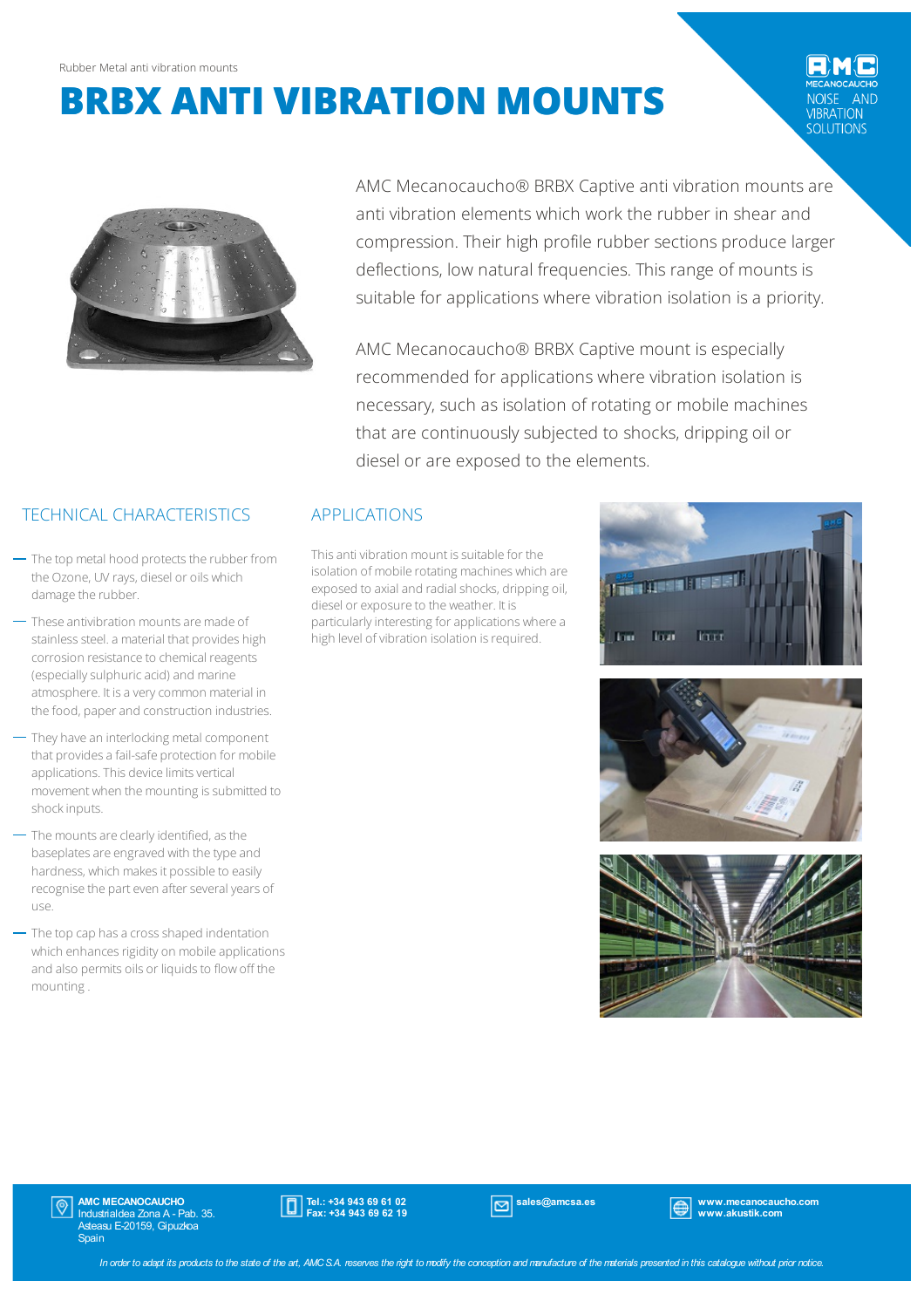Rubber Metal anti vibration mounts

# BRBX ANTI VIBRATION MOUNTS

AMC Mecanocaucho® BRBX Captive anti vibration mounts are anti vibration elements which work the rubber in shear and compression. Their high profile rubber sections produce larger deflections, low natural frequencies. This range of mounts is suitable for applications where vibration isolation is a priority.

AMC Mecanocaucho® BRBX Captive mount is especially recommended for applications where vibration isolation is necessary, such as isolation of rotating or mobile machines that are continuously subjected to shocks, dripping oil or diesel or are exposed to the elements.

## TECHNICAL CHARACTERISTICS

- The top metal hood protects the rubber from the Ozone, UV rays, diesel or oils which damage the rubber.
- These antivibration mounts are made of stainless steel. a material that provides high corrosion resistance to chemical reagents (especially sulphuric acid) and marine atmosphere. It is a very common material in the food, paper and construction industries.
- They have an interlocking metal component that provides a fail-safe protection for mobile applications. This device limits vertical movement when the mounting is submitted to shock inputs.
- The mounts are clearly identified, as the baseplates are engraved with the type and hardness, which makes it possible to easily recognise the part even after several years of use.
- The top cap has a cross shaped indentation which enhances rigidity on mobile applications and also permits oils or liquids to flow off the mounting .

## APPLICATIONS

This anti vibration mount is suitable for the isolation of mobile rotating machines which are exposed to axial and radial shocks, dripping oil, diesel or exposure to the weather. It is particularly interesting for applications where a high level of vibration isolation is required.

**AMC MECANOCAUCHO**
Industrialdea Zona A - Pab. 35.
Asteasu E-20159, Gipuzkoa
Spain

**Tel.: +34 943 69 61 02**
**Fax: +34 943 69 62 19**

**sales@amcsa.es**

**www.mecanocaucho.com**
**www.akustik.com**

*In order to adapt its products to the state of the art, AMC S.A. reserves the right to modify the conception and manufacture of the materials presented in this catalogue without prior notice.*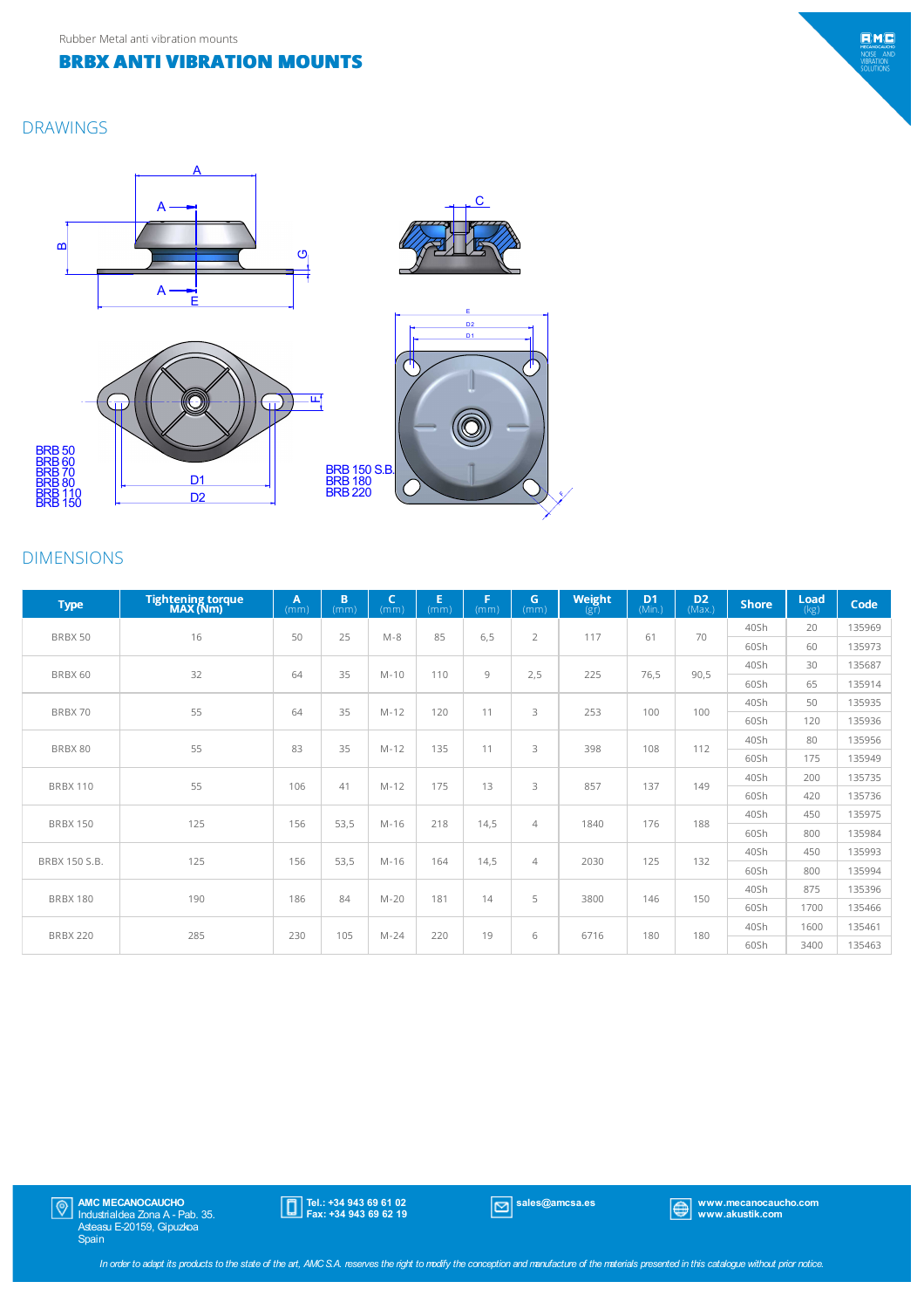Rubber Metal anti vibration mounts

# BRBX ANTI VIBRATION MOUNTS

## DRAWINGS

BRB 50
BRB 60
BRB 70
BRB 80
BRB 110
BRB 150

BRB 150 S.B.
BRB 180
BRB 220

## DIMENSIONS

| Type | Tightening torque MAX (Nm) | A (mm) | B (mm) | C (mm) | E (mm) | F (mm) | G (mm) | Weight (gr) | D1 (Min.) | D2 (Max.) | Shore | Load (kg) | Code |
|---|---|---|---|---|---|---|---|---|---|---|---|---|---|
| BRBX 50 | 16 | 50 | 25 | M-8 | 85 | 6,5 | 2 | 117 | 61 | 70 | 40Sh | 20 | 135969 |
| | | | | | | | | | | | 60Sh | 60 | 135973 |
| BRBX 60 | 32 | 64 | 35 | M-10 | 110 | 9 | 2,5 | 225 | 76,5 | 90,5 | 40Sh | 30 | 135687 |
| | | | | | | | | | | | 60Sh | 65 | 135914 |
| BRBX 70 | 55 | 64 | 35 | M-12 | 120 | 11 | 3 | 253 | 100 | 100 | 40Sh | 50 | 135935 |
| | | | | | | | | | | | 60Sh | 120 | 135936 |
| BRBX 80 | 55 | 83 | 35 | M-12 | 135 | 11 | 3 | 398 | 108 | 112 | 40Sh | 80 | 135956 |
| | | | | | | | | | | | 60Sh | 175 | 135949 |
| BRBX 110 | 55 | 106 | 41 | M-12 | 175 | 13 | 3 | 857 | 137 | 149 | 40Sh | 200 | 135735 |
| | | | | | | | | | | | 60Sh | 420 | 135736 |
| BRBX 150 | 125 | 156 | 53,5 | M-16 | 218 | 14,5 | 4 | 1840 | 176 | 188 | 40Sh | 450 | 135975 |
| | | | | | | | | | | | 60Sh | 800 | 135984 |
| BRBX 150 S.B. | 125 | 156 | 53,5 | M-16 | 164 | 14,5 | 4 | 2030 | 125 | 132 | 40Sh | 450 | 135993 |
| | | | | | | | | | | | 60Sh | 800 | 135994 |
| BRBX 180 | 190 | 186 | 84 | M-20 | 181 | 14 | 5 | 3800 | 146 | 150 | 40Sh | 875 | 135396 |
| | | | | | | | | | | | 60Sh | 1700 | 135466 |
| BRBX 220 | 285 | 230 | 105 | M-24 | 220 | 19 | 6 | 6716 | 180 | 180 | 40Sh | 1600 | 135461 |
| | | | | | | | | | | | 60Sh | 3400 | 135463 |

**AMC MECANOCAUCHO**
Industrialdea Zona A - Pab. 35.
Asteasu E-20159, Gipuzkoa
Spain

**Tel.: +34 943 69 61 02**
**Fax: +34 943 69 62 19**

**sales@amcsa.es**

**www.mecanocaucho.com**
**www.akustik.com**

*In order to adapt its products to the state of the art, AMC S.A. reserves the right to modify the conception and manufacture of the materials presented in this catalogue without prior notice.*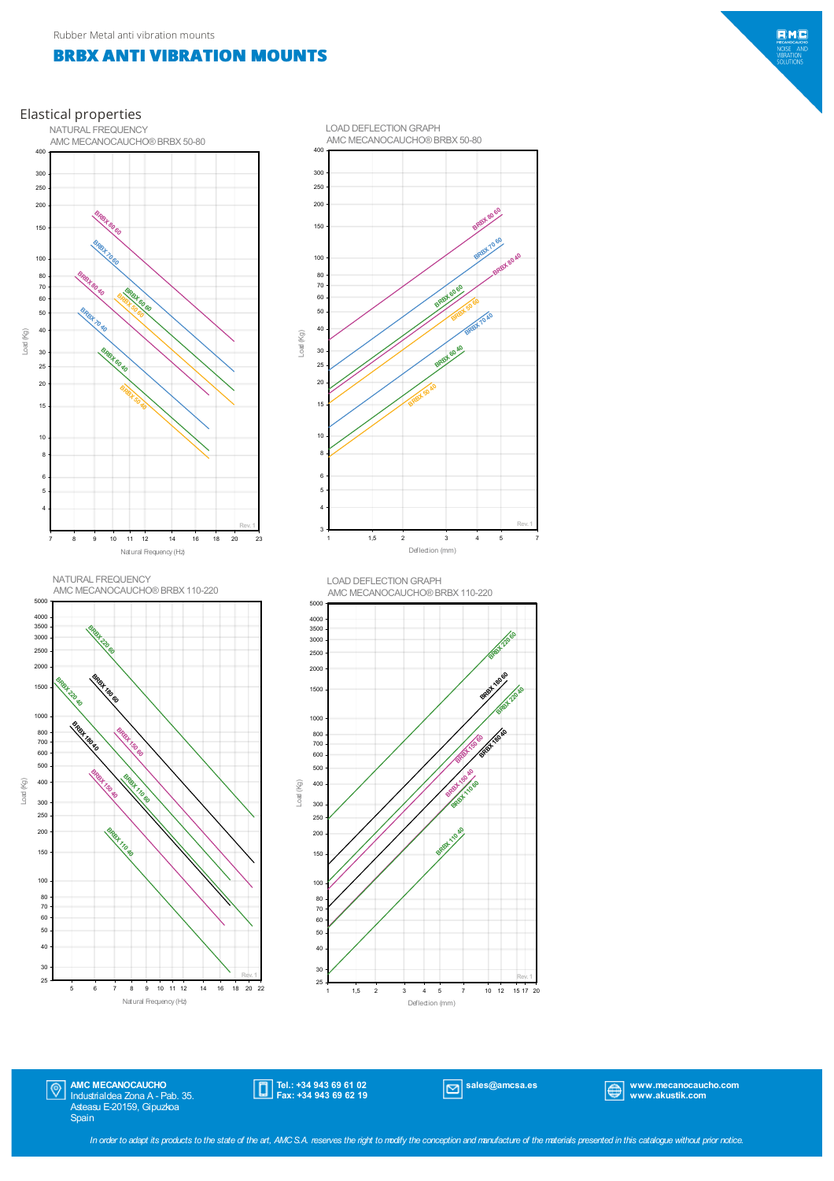Rubber Metal anti vibration mounts

# BRBX ANTI VIBRATION MOUNTS

## Elastical properties

NATURAL FREQUENCY
AMC MECANOCAUCHO® BRBX 50-80

LOAD DEFLECTION GRAPH
AMC MECANOCAUCHO® BRBX 50-80

NATURAL FREQUENCY
AMC MECANOCAUCHO® BRBX 110-220

LOAD DEFLECTION GRAPH
AMC MECANOCAUCHO® BRBX 110-220

**AMC MECANOCAUCHO**
Industrialdea Zona A - Pab. 35.
Asteasu E-20159, Gipuzkoa
Spain

**Tel.: +34 943 69 61 02**
**Fax: +34 943 69 62 19**

**sales@amcsa.es**

**www.mecanocaucho.com**
**www.akustik.com**

*In order to adapt its products to the state of the art, AMC S.A. reserves the right to modify the conception and manufacture of the materials presented in this catalogue without prior notice.*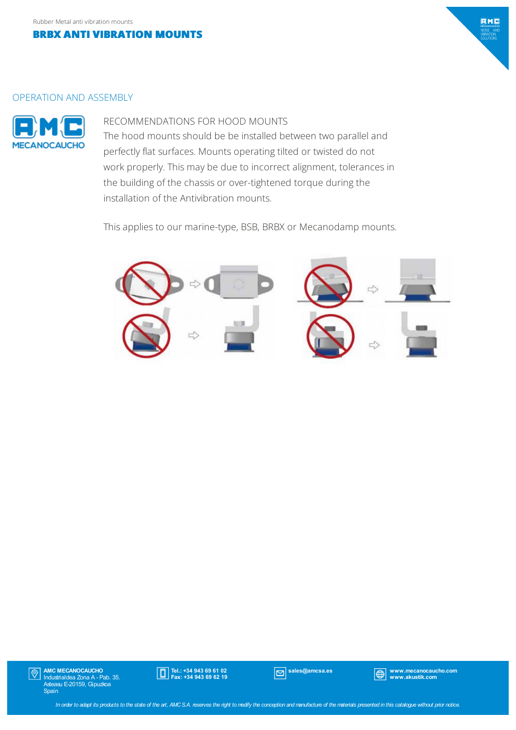## OPERATION AND ASSEMBLY

### RECOMMENDATIONS FOR HOOD MOUNTS

The hood mounts should be be installed between two parallel and perfectly flat surfaces. Mounts operating tilted or twisted do not work properly. This may be due to incorrect alignment, tolerances in the building of the chassis or over-tightened torque during the installation of the Antivibration mounts.

This applies to our marine-type, BSB, BRBX or Mecanodamp mounts.

**AMC MECANOCAUCHO**
Industrialdea Zona A - Pab. 35.
Asteasu E-20159, Gipuzkoa
Spain

**Tel.: +34 943 69 61 02**
**Fax: +34 943 69 62 19**

**sales@amcsa.es**

**www.mecanocaucho.com**
**www.akustik.com**

*In order to adapt its products to the state of the art, AMC S.A. reserves the right to modify the conception and manufacture of the materials presented in this catalogue without prior notice.*